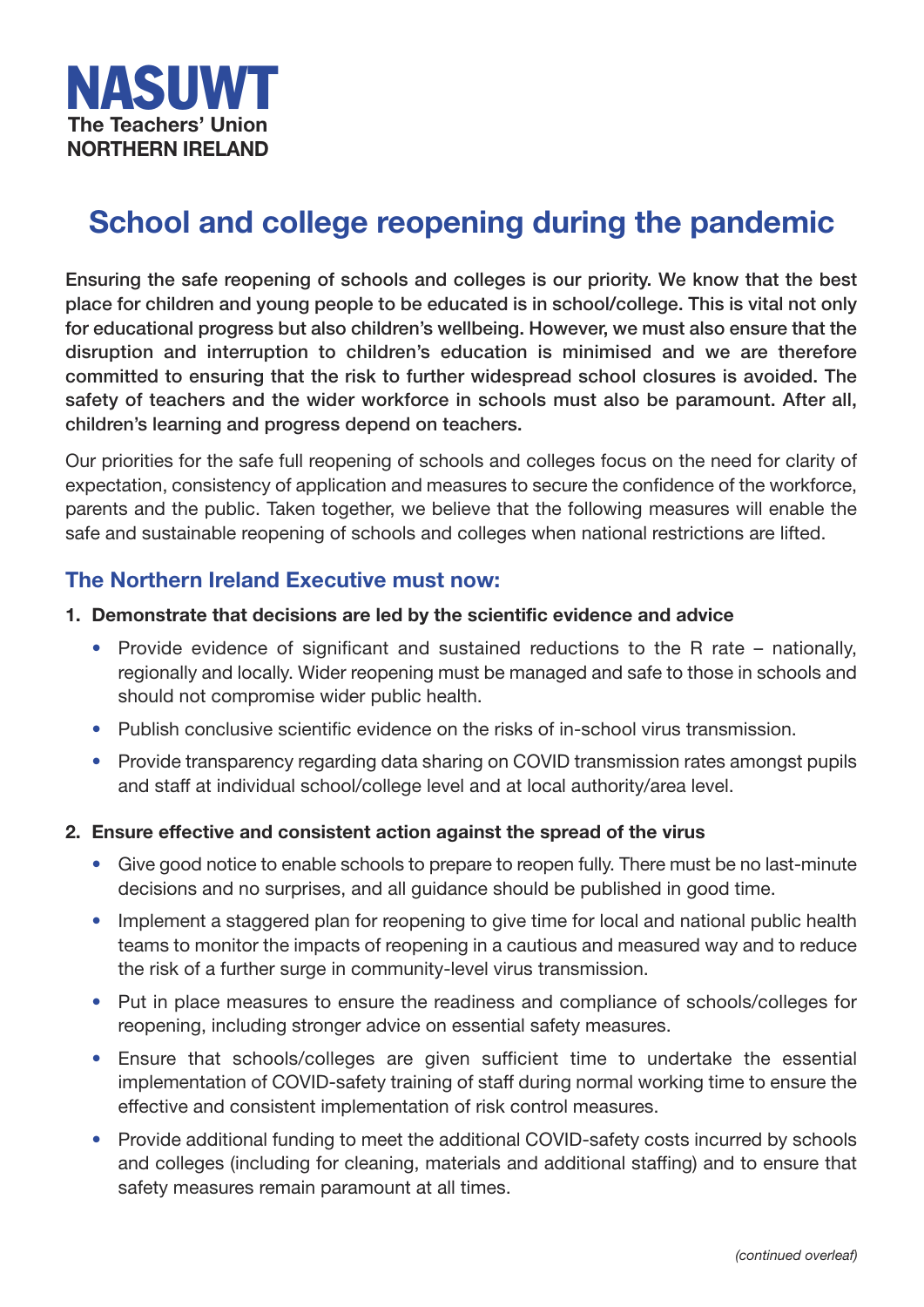**NASUWT**
**The Teachers' Union**
**NORTHERN IRELAND**

# School and college reopening during the pandemic

**Ensuring the safe reopening of schools and colleges is our priority. We know that the best place for children and young people to be educated is in school/college. This is vital not only for educational progress but also children's wellbeing. However, we must also ensure that the disruption and interruption to children's education is minimised and we are therefore committed to ensuring that the risk to further widespread school closures is avoided. The safety of teachers and the wider workforce in schools must also be paramount. After all, children's learning and progress depend on teachers.**

Our priorities for the safe full reopening of schools and colleges focus on the need for clarity of expectation, consistency of application and measures to secure the confidence of the workforce, parents and the public. Taken together, we believe that the following measures will enable the safe and sustainable reopening of schools and colleges when national restrictions are lifted.

## The Northern Ireland Executive must now:

**1. Demonstrate that decisions are led by the scientific evidence and advice**

- Provide evidence of significant and sustained reductions to the R rate – nationally, regionally and locally. Wider reopening must be managed and safe to those in schools and should not compromise wider public health.
- Publish conclusive scientific evidence on the risks of in-school virus transmission.
- Provide transparency regarding data sharing on COVID transmission rates amongst pupils and staff at individual school/college level and at local authority/area level.

**2. Ensure effective and consistent action against the spread of the virus**

- Give good notice to enable schools to prepare to reopen fully. There must be no last-minute decisions and no surprises, and all guidance should be published in good time.
- Implement a staggered plan for reopening to give time for local and national public health teams to monitor the impacts of reopening in a cautious and measured way and to reduce the risk of a further surge in community-level virus transmission.
- Put in place measures to ensure the readiness and compliance of schools/colleges for reopening, including stronger advice on essential safety measures.
- Ensure that schools/colleges are given sufficient time to undertake the essential implementation of COVID-safety training of staff during normal working time to ensure the effective and consistent implementation of risk control measures.
- Provide additional funding to meet the additional COVID-safety costs incurred by schools and colleges (including for cleaning, materials and additional staffing) and to ensure that safety measures remain paramount at all times.

*(continued overleaf)*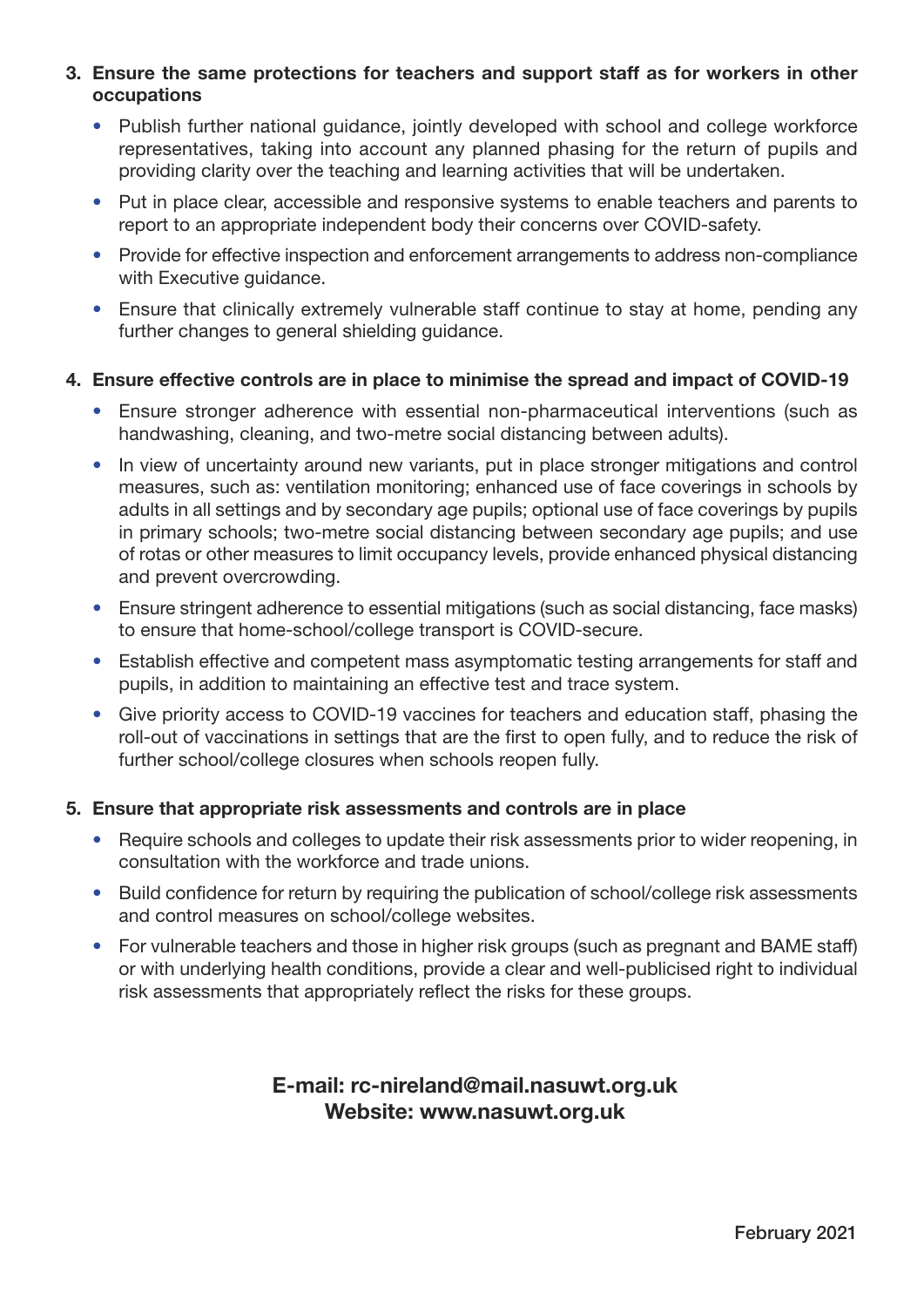3. **Ensure the same protections for teachers and support staff as for workers in other occupations**

   - Publish further national guidance, jointly developed with school and college workforce representatives, taking into account any planned phasing for the return of pupils and providing clarity over the teaching and learning activities that will be undertaken.
   - Put in place clear, accessible and responsive systems to enable teachers and parents to report to an appropriate independent body their concerns over COVID-safety.
   - Provide for effective inspection and enforcement arrangements to address non-compliance with Executive guidance.
   - Ensure that clinically extremely vulnerable staff continue to stay at home, pending any further changes to general shielding guidance.

4. **Ensure effective controls are in place to minimise the spread and impact of COVID-19**

   - Ensure stronger adherence with essential non-pharmaceutical interventions (such as handwashing, cleaning, and two-metre social distancing between adults).
   - In view of uncertainty around new variants, put in place stronger mitigations and control measures, such as: ventilation monitoring; enhanced use of face coverings in schools by adults in all settings and by secondary age pupils; optional use of face coverings by pupils in primary schools; two-metre social distancing between secondary age pupils; and use of rotas or other measures to limit occupancy levels, provide enhanced physical distancing and prevent overcrowding.
   - Ensure stringent adherence to essential mitigations (such as social distancing, face masks) to ensure that home-school/college transport is COVID-secure.
   - Establish effective and competent mass asymptomatic testing arrangements for staff and pupils, in addition to maintaining an effective test and trace system.
   - Give priority access to COVID-19 vaccines for teachers and education staff, phasing the roll-out of vaccinations in settings that are the first to open fully, and to reduce the risk of further school/college closures when schools reopen fully.

5. **Ensure that appropriate risk assessments and controls are in place**

   - Require schools and colleges to update their risk assessments prior to wider reopening, in consultation with the workforce and trade unions.
   - Build confidence for return by requiring the publication of school/college risk assessments and control measures on school/college websites.
   - For vulnerable teachers and those in higher risk groups (such as pregnant and BAME staff) or with underlying health conditions, provide a clear and well-publicised right to individual risk assessments that appropriately reflect the risks for these groups.

**E-mail: rc-nireland@mail.nasuwt.org.uk**
**Website: www.nasuwt.org.uk**

February 2021